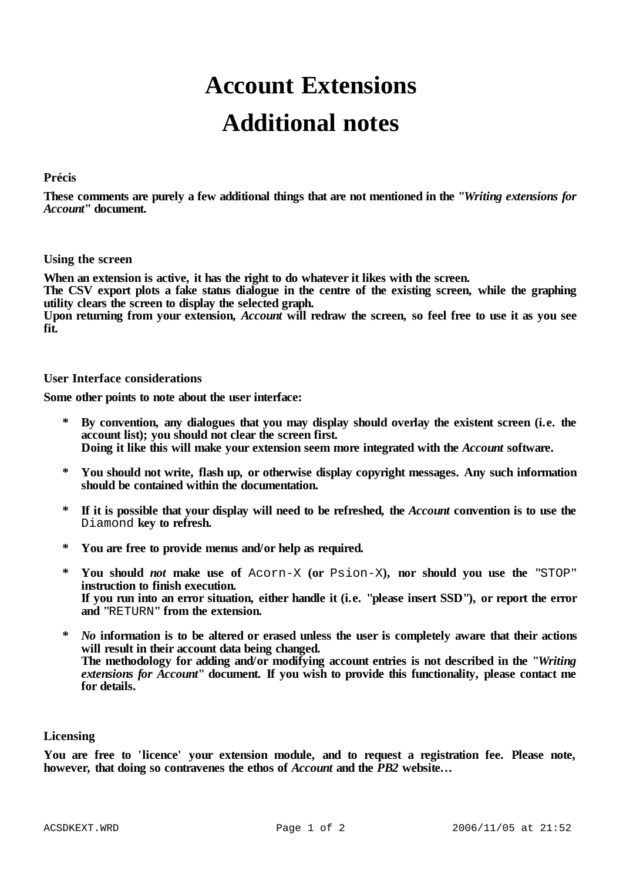# Account Extensions

# Additional notes

### Précis

**These comments are purely a few additional things that are not mentioned in the "*Writing extensions for Account*" document.**

### Using the screen

**When an extension is active, it has the right to do whatever it likes with the screen.**
**The CSV export plots a fake status dialogue in the centre of the existing screen, while the graphing utility clears the screen to display the selected graph.**
**Upon returning from your extension, *Account* will redraw the screen, so feel free to use it as you see fit.**

### User Interface considerations

**Some other points to note about the user interface:**

* **By convention, any dialogues that you may display should overlay the existent screen (i.e. the account list); you should not clear the screen first.**
  **Doing it like this will make your extension seem more integrated with the *Account* software.**

* **You should not write, flash up, or otherwise display copyright messages. Any such information should be contained within the documentation.**

* **If it is possible that your display will need to be refreshed, the *Account* convention is to use the** `Diamond` **key to refresh.**

* **You are free to provide menus and/or help as required.**

* **You should *not* make use of** `Acorn-X` **(or** `Psion-X`**), nor should you use the** `"STOP"` **instruction to finish execution.**
  **If you run into an error situation, either handle it (i.e. "please insert SSD"), or report the error and** `"RETURN"` **from the extension.**

* ***No* information is to be altered or erased unless the user is completely aware that their actions will result in their account data being changed.**
  **The methodology for adding and/or modifying account entries is not described in the "*Writing extensions for Account*" document. If you wish to provide this functionality, please contact me for details.**

### Licensing

**You are free to 'licence' your extension module, and to request a registration fee. Please note, however, that doing so contravenes the ethos of *Account* and the *PB2* website…**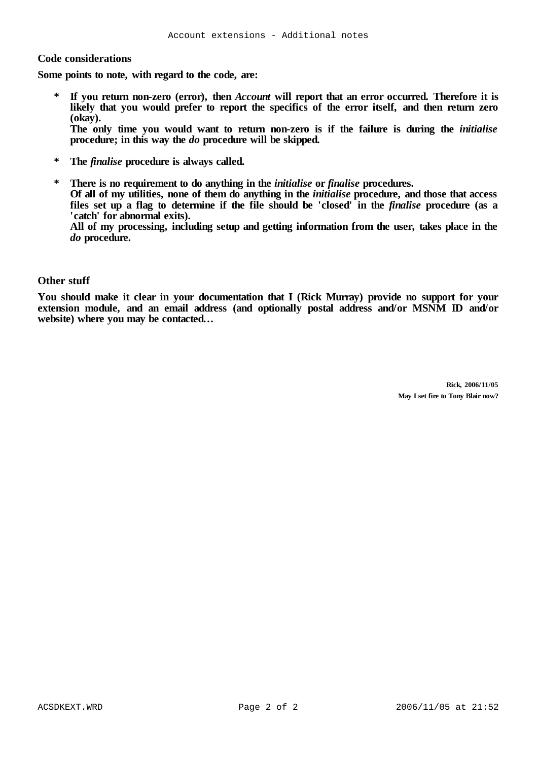## Code considerations

**Some points to note, with regard to the code, are:**

- **If you return non-zero (error), then *Account* will report that an error occurred. Therefore it is likely that you would prefer to report the specifics of the error itself, and then return zero (okay).**
  **The only time you would want to return non-zero is if the failure is during the *initialise* procedure; in this way the *do* procedure will be skipped.**

- **The *finalise* procedure is always called.**

- **There is no requirement to do anything in the *initialise* or *finalise* procedures.**
  **Of all of my utilities, none of them do anything in the *initialise* procedure, and those that access files set up a flag to determine if the file should be 'closed' in the *finalise* procedure (as a 'catch' for abnormal exits).**
  **All of my processing, including setup and getting information from the user, takes place in the *do* procedure.**

## Other stuff

**You should make it clear in your documentation that I (Rick Murray) provide no support for your extension module, and an email address (and optionally postal address and/or MSNM ID and/or website) where you may be contacted…**

**Rick, 2006/11/05**
**May I set fire to Tony Blair now?**